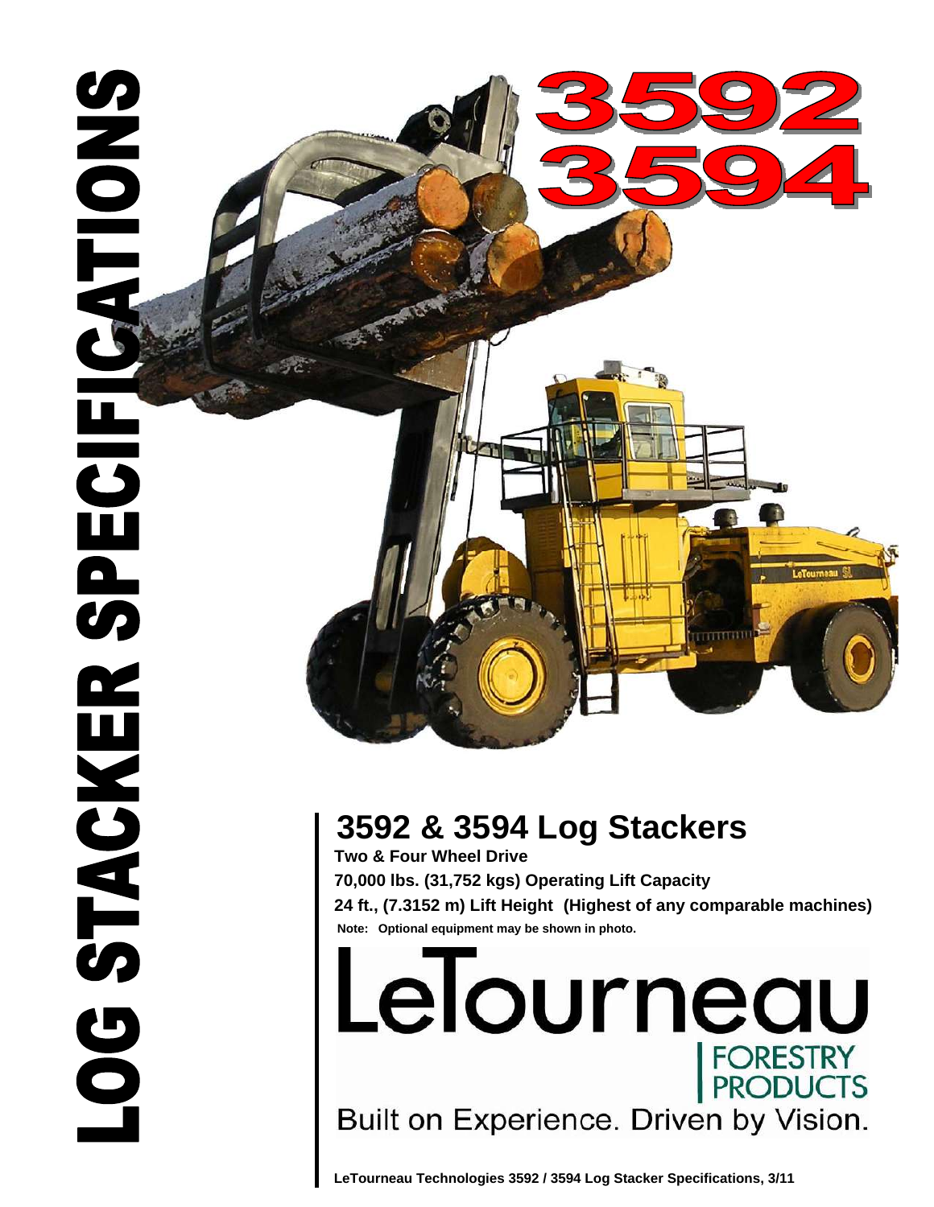# LOG STACKER SPECIFICATIONS

# 3592
# 3594

## 3592 & 3594 Log Stackers

**Two & Four Wheel Drive**

**70,000 lbs. (31,752 kgs) Operating Lift Capacity**

**24 ft., (7.3152 m) Lift Height (Highest of any comparable machines)**

**Note: Optional equipment may be shown in photo.**

LeTourneau

FORESTRY PRODUCTS

Built on Experience. Driven by Vision.

**LeTourneau Technologies 3592 / 3594 Log Stacker Specifications, 3/11**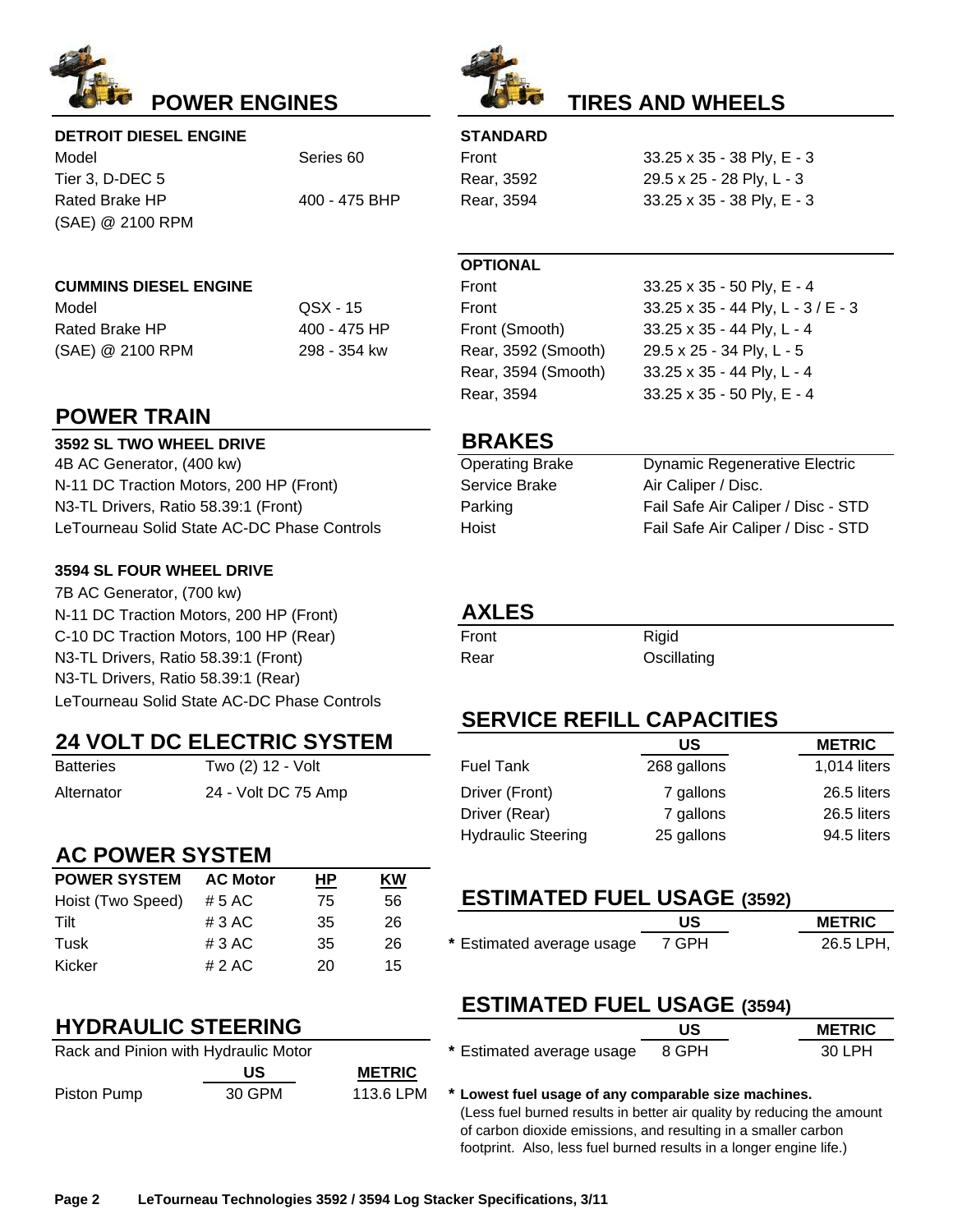## POWER ENGINES

### DETROIT DIESEL ENGINE

| | |
|---|---|
| Model | Series 60 |
| Tier 3, D-DEC 5 | |
| Rated Brake HP (SAE) @ 2100 RPM | 400 - 475 BHP |

### CUMMINS DIESEL ENGINE

| | |
|---|---|
| Model | QSX - 15 |
| Rated Brake HP | 400 - 475 HP |
| (SAE) @ 2100 RPM | 298 - 354 kw |

## POWER TRAIN

### 3592 SL TWO WHEEL DRIVE

4B AC Generator, (400 kw)
N-11 DC Traction Motors, 200 HP (Front)
N3-TL Drivers, Ratio 58.39:1 (Front)
LeTourneau Solid State AC-DC Phase Controls

### 3594 SL FOUR WHEEL DRIVE

7B AC Generator, (700 kw)
N-11 DC Traction Motors, 200 HP (Front)
C-10 DC Traction Motors, 100 HP (Rear)
N3-TL Drivers, Ratio 58.39:1 (Front)
N3-TL Drivers, Ratio 58.39:1 (Rear)
LeTourneau Solid State AC-DC Phase Controls

## 24 VOLT DC ELECTRIC SYSTEM

| | |
|---|---|
| Batteries | Two (2) 12 - Volt |
| Alternator | 24 - Volt DC 75 Amp |

## AC POWER SYSTEM

| POWER SYSTEM | AC Motor | HP | KW |
|---|---|---|---|
| Hoist (Two Speed) | # 5 AC | 75 | 56 |
| Tilt | # 3 AC | 35 | 26 |
| Tusk | # 3 AC | 35 | 26 |
| Kicker | # 2 AC | 20 | 15 |

## HYDRAULIC STEERING

Rack and Pinion with Hydraulic Motor

| | US | METRIC |
|---|---|---|
| Piston Pump | 30 GPM | 113.6 LPM |

## TIRES AND WHEELS

### STANDARD

| | |
|---|---|
| Front | 33.25 x 35 - 38 Ply, E - 3 |
| Rear, 3592 | 29.5 x 25 - 28 Ply, L - 3 |
| Rear, 3594 | 33.25 x 35 - 38 Ply, E - 3 |

### OPTIONAL

| | |
|---|---|
| Front | 33.25 x 35 - 50 Ply, E - 4 |
| Front | 33.25 x 35 - 44 Ply, L - 3 / E - 3 |
| Front (Smooth) | 33.25 x 35 - 44 Ply, L - 4 |
| Rear, 3592 (Smooth) | 29.5 x 25 - 34 Ply, L - 5 |
| Rear, 3594 (Smooth) | 33.25 x 35 - 44 Ply, L - 4 |
| Rear, 3594 | 33.25 x 35 - 50 Ply, E - 4 |

## BRAKES

| | |
|---|---|
| Operating Brake | Dynamic Regenerative Electric |
| Service Brake | Air Caliper / Disc. |
| Parking | Fail Safe Air Caliper / Disc - STD |
| Hoist | Fail Safe Air Caliper / Disc - STD |

## AXLES

| | |
|---|---|
| Front | Rigid |
| Rear | Oscillating |

## SERVICE REFILL CAPACITIES

| | US | METRIC |
|---|---|---|
| Fuel Tank | 268 gallons | 1,014 liters |
| Driver (Front) | 7 gallons | 26.5 liters |
| Driver (Rear) | 7 gallons | 26.5 liters |
| Hydraulic Steering | 25 gallons | 94.5 liters |

## ESTIMATED FUEL USAGE (3592)

| | US | METRIC |
|---|---|---|
| * Estimated average usage | 7 GPH | 26.5 LPH, |

## ESTIMATED FUEL USAGE (3594)

| | US | METRIC |
|---|---|---|
| * Estimated average usage | 8 GPH | 30 LPH |

* **Lowest fuel usage of any comparable size machines.**
(Less fuel burned results in better air quality by reducing the amount of carbon dioxide emissions, and resulting in a smaller carbon footprint. Also, less fuel burned results in a longer engine life.)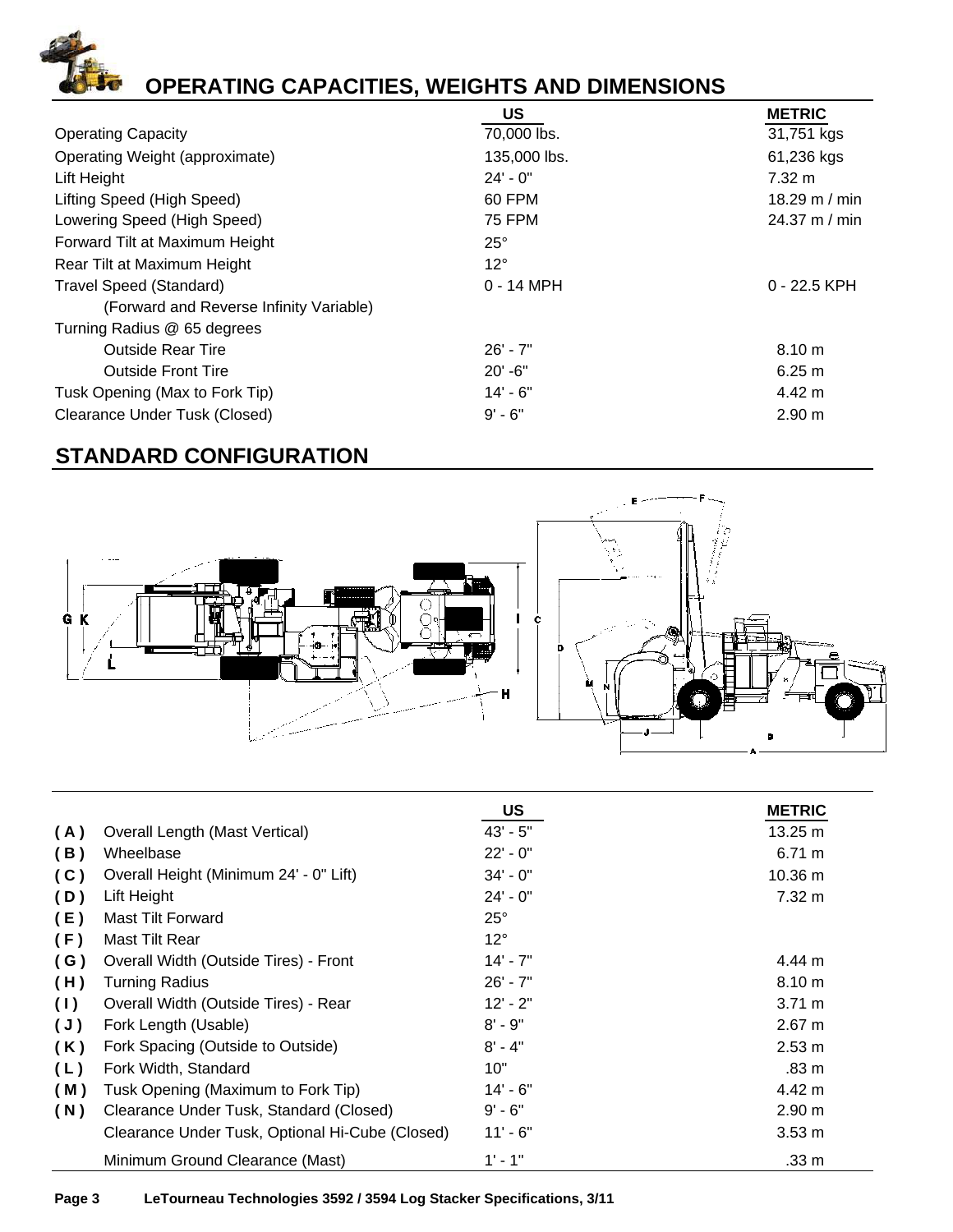# OPERATING CAPACITIES, WEIGHTS AND DIMENSIONS

| | US | METRIC |
|---|---|---|
| Operating Capacity | 70,000 lbs. | 31,751 kgs |
| Operating Weight (approximate) | 135,000 lbs. | 61,236 kgs |
| Lift Height | 24' - 0" | 7.32 m |
| Lifting Speed (High Speed) | 60 FPM | 18.29 m / min |
| Lowering Speed (High Speed) | 75 FPM | 24.37 m / min |
| Forward Tilt at Maximum Height | 25° | |
| Rear Tilt at Maximum Height | 12° | |
| Travel Speed (Standard) | 0 - 14 MPH | 0 - 22.5 KPH |
| (Forward and Reverse Infinity Variable) | | |
| Turning Radius @ 65 degrees | | |
| Outside Rear Tire | 26' - 7" | 8.10 m |
| Outside Front Tire | 20' -6" | 6.25 m |
| Tusk Opening (Max to Fork Tip) | 14' - 6" | 4.42 m |
| Clearance Under Tusk (Closed) | 9' - 6" | 2.90 m |

## STANDARD CONFIGURATION

| | | US | METRIC |
|---|---|---|---|
| (A) | Overall Length (Mast Vertical) | 43' - 5" | 13.25 m |
| (B) | Wheelbase | 22' - 0" | 6.71 m |
| (C) | Overall Height (Minimum 24' - 0" Lift) | 34' - 0" | 10.36 m |
| (D) | Lift Height | 24' - 0" | 7.32 m |
| (E) | Mast Tilt Forward | 25° | |
| (F) | Mast Tilt Rear | 12° | |
| (G) | Overall Width (Outside Tires) - Front | 14' - 7" | 4.44 m |
| (H) | Turning Radius | 26' - 7" | 8.10 m |
| (I) | Overall Width (Outside Tires) - Rear | 12' - 2" | 3.71 m |
| (J) | Fork Length (Usable) | 8' - 9" | 2.67 m |
| (K) | Fork Spacing (Outside to Outside) | 8' - 4" | 2.53 m |
| (L) | Fork Width, Standard | 10" | .83 m |
| (M) | Tusk Opening (Maximum to Fork Tip) | 14' - 6" | 4.42 m |
| (N) | Clearance Under Tusk, Standard (Closed) | 9' - 6" | 2.90 m |
| | Clearance Under Tusk, Optional Hi-Cube (Closed) | 11' - 6" | 3.53 m |
| | Minimum Ground Clearance (Mast) | 1' - 1" | .33 m |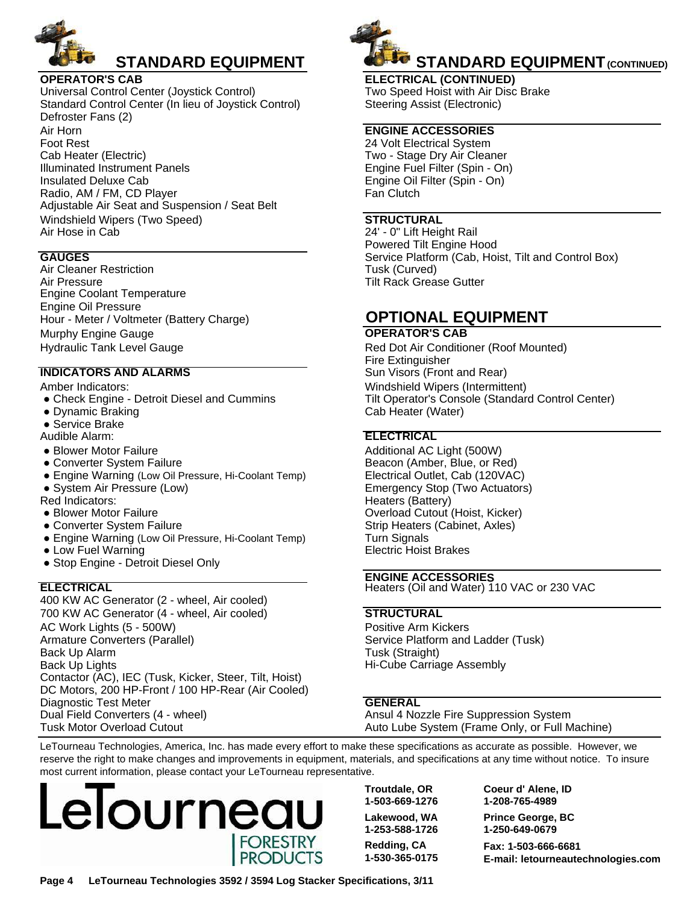# STANDARD EQUIPMENT

### OPERATOR'S CAB

Universal Control Center (Joystick Control)
Standard Control Center (In lieu of Joystick Control)
Defroster Fans (2)
Air Horn
Foot Rest
Cab Heater (Electric)
Illuminated Instrument Panels
Insulated Deluxe Cab
Radio, AM / FM, CD Player
Adjustable Air Seat and Suspension / Seat Belt
Windshield Wipers (Two Speed)
Air Hose in Cab

### GAUGES

Air Cleaner Restriction
Air Pressure
Engine Coolant Temperature
Engine Oil Pressure
Hour - Meter / Voltmeter (Battery Charge)
Murphy Engine Gauge
Hydraulic Tank Level Gauge

### INDICATORS AND ALARMS

Amber Indicators:

- Check Engine - Detroit Diesel and Cummins
- Dynamic Braking
- Service Brake

Audible Alarm:

- Blower Motor Failure
- Converter System Failure
- Engine Warning (Low Oil Pressure, Hi-Coolant Temp)
- System Air Pressure (Low)

Red Indicators:

- Blower Motor Failure
- Converter System Failure
- Engine Warning (Low Oil Pressure, Hi-Coolant Temp)
- Low Fuel Warning
- Stop Engine - Detroit Diesel Only

### ELECTRICAL

400 KW AC Generator (2 - wheel, Air cooled)
700 KW AC Generator (4 - wheel, Air cooled)
AC Work Lights (5 - 500W)
Armature Converters (Parallel)
Back Up Alarm
Back Up Lights
Contactor (AC), IEC (Tusk, Kicker, Steer, Tilt, Hoist)
DC Motors, 200 HP-Front / 100 HP-Rear (Air Cooled)
Diagnostic Test Meter
Dual Field Converters (4 - wheel)
Tusk Motor Overload Cutout

# STANDARD EQUIPMENT (CONTINUED)

### ELECTRICAL (CONTINUED)

Two Speed Hoist with Air Disc Brake
Steering Assist (Electronic)

### ENGINE ACCESSORIES

24 Volt Electrical System
Two - Stage Dry Air Cleaner
Engine Fuel Filter (Spin - On)
Engine Oil Filter (Spin - On)
Fan Clutch

### STRUCTURAL

24' - 0" Lift Height Rail
Powered Tilt Engine Hood
Service Platform (Cab, Hoist, Tilt and Control Box)
Tusk (Curved)
Tilt Rack Grease Gutter

# OPTIONAL EQUIPMENT

### OPERATOR'S CAB

Red Dot Air Conditioner (Roof Mounted)
Fire Extinguisher
Sun Visors (Front and Rear)
Windshield Wipers (Intermittent)
Tilt Operator's Console (Standard Control Center)
Cab Heater (Water)

### ELECTRICAL

Additional AC Light (500W)
Beacon (Amber, Blue, or Red)
Electrical Outlet, Cab (120VAC)
Emergency Stop (Two Actuators)
Heaters (Battery)
Overload Cutout (Hoist, Kicker)
Strip Heaters (Cabinet, Axles)
Turn Signals
Electric Hoist Brakes

### ENGINE ACCESSORIES

Heaters (Oil and Water) 110 VAC or 230 VAC

### STRUCTURAL

Positive Arm Kickers
Service Platform and Ladder (Tusk)
Tusk (Straight)
Hi-Cube Carriage Assembly

### GENERAL

Ansul 4 Nozzle Fire Suppression System
Auto Lube System (Frame Only, or Full Machine)

LeTourneau Technologies, America, Inc. has made every effort to make these specifications as accurate as possible. However, we reserve the right to make changes and improvements in equipment, materials, and specifications at any time without notice. To insure most current information, please contact your LeTourneau representative.

LeTourneau FORESTRY PRODUCTS

**Troutdale, OR**
**1-503-669-1276**

**Lakewood, WA**
**1-253-588-1726**

**Redding, CA**
**1-530-365-0175**

**Coeur d' Alene, ID**
**1-208-765-4989**

**Prince George, BC**
**1-250-649-0679**

**Fax: 1-503-666-6681**
**E-mail: letourneautechnologies.com**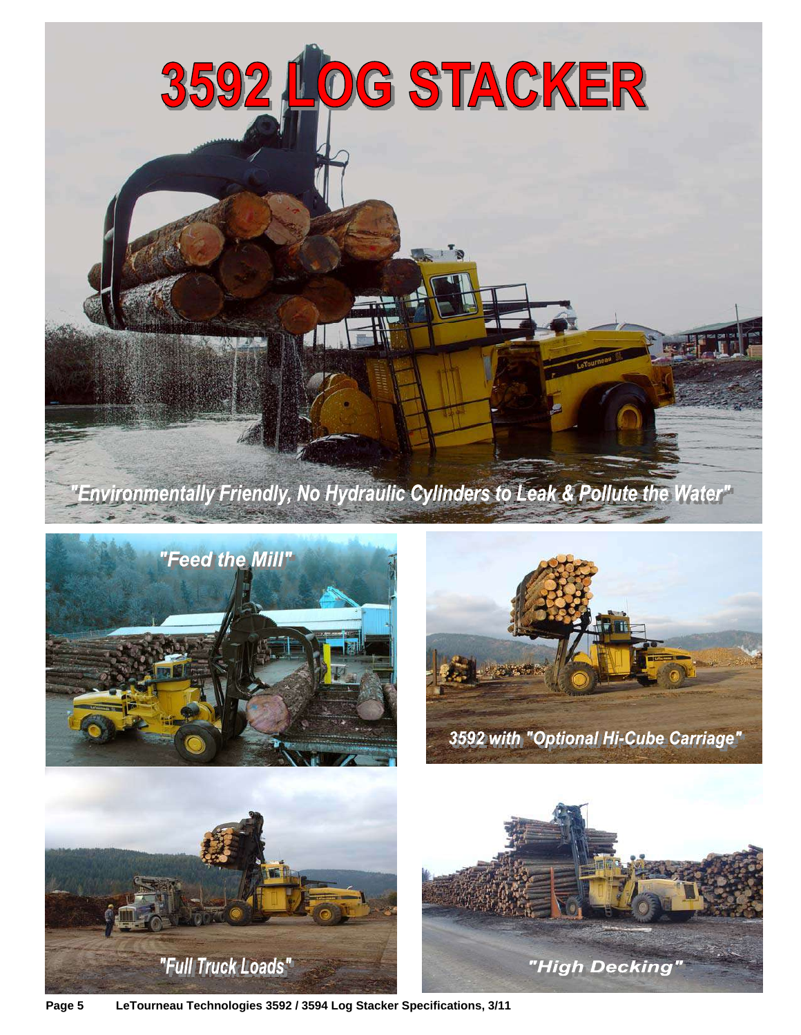# 3592 LOG STACKER

*"Environmentally Friendly, No Hydraulic Cylinders to Leak & Pollute the Water"*

*"Feed the Mill"*

*3592 with "Optional Hi-Cube Carriage"*

*"Full Truck Loads"*

*"High Decking"*